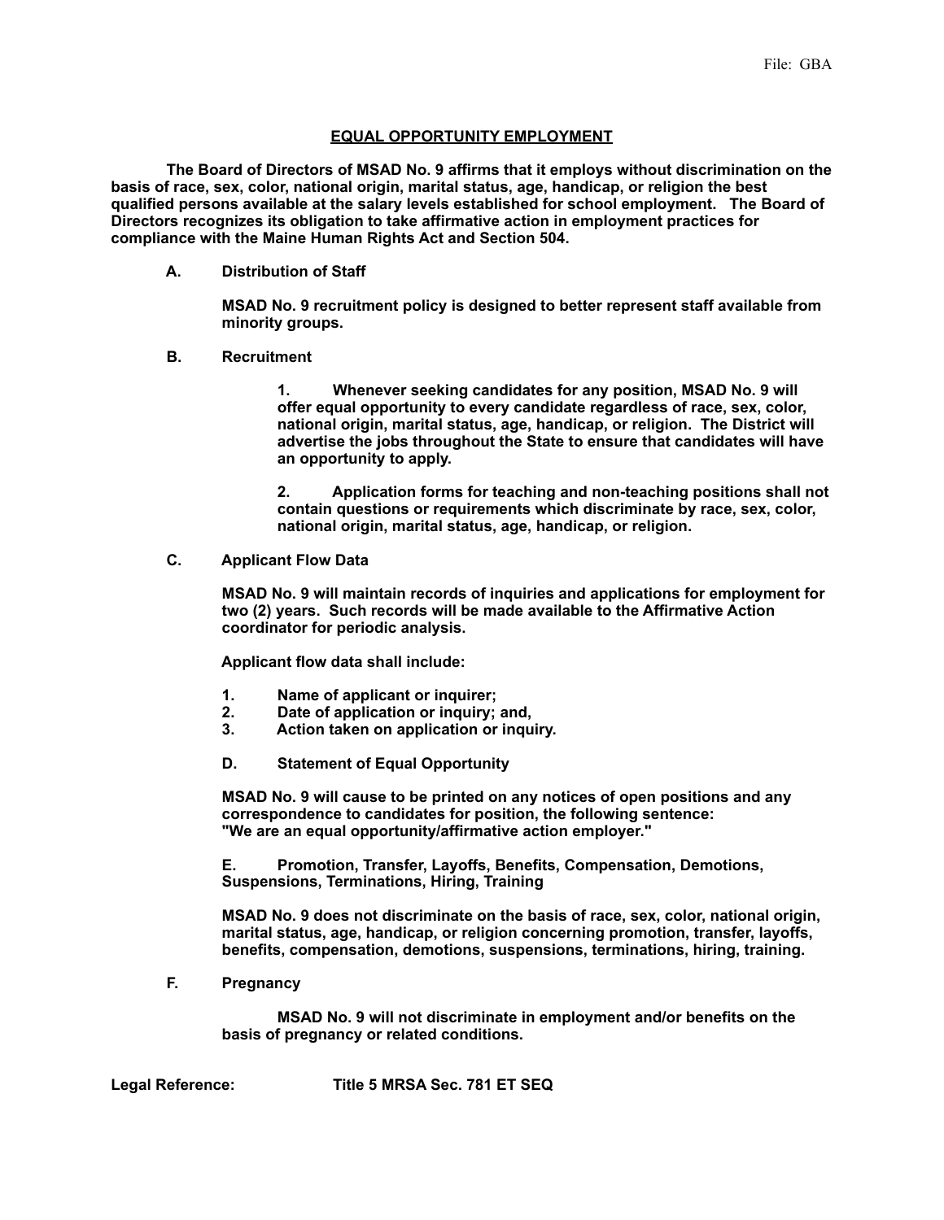File: GBA

# EQUAL OPPORTUNITY EMPLOYMENT

**The Board of Directors of MSAD No. 9 affirms that it employs without discrimination on the basis of race, sex, color, national origin, marital status, age, handicap, or religion the best qualified persons available at the salary levels established for school employment. The Board of Directors recognizes its obligation to take affirmative action in employment practices for compliance with the Maine Human Rights Act and Section 504.**

**A. Distribution of Staff**

**MSAD No. 9 recruitment policy is designed to better represent staff available from minority groups.**

**B. Recruitment**

**1. Whenever seeking candidates for any position, MSAD No. 9 will offer equal opportunity to every candidate regardless of race, sex, color, national origin, marital status, age, handicap, or religion. The District will advertise the jobs throughout the State to ensure that candidates will have an opportunity to apply.**

**2. Application forms for teaching and non-teaching positions shall not contain questions or requirements which discriminate by race, sex, color, national origin, marital status, age, handicap, or religion.**

**C. Applicant Flow Data**

**MSAD No. 9 will maintain records of inquiries and applications for employment for two (2) years. Such records will be made available to the Affirmative Action coordinator for periodic analysis.**

**Applicant flow data shall include:**

**1. Name of applicant or inquirer;**
**2. Date of application or inquiry; and,**
**3. Action taken on application or inquiry.**

**D. Statement of Equal Opportunity**

**MSAD No. 9 will cause to be printed on any notices of open positions and any correspondence to candidates for position, the following sentence: "We are an equal opportunity/affirmative action employer."**

**E. Promotion, Transfer, Layoffs, Benefits, Compensation, Demotions, Suspensions, Terminations, Hiring, Training**

**MSAD No. 9 does not discriminate on the basis of race, sex, color, national origin, marital status, age, handicap, or religion concerning promotion, transfer, layoffs, benefits, compensation, demotions, suspensions, terminations, hiring, training.**

**F. Pregnancy**

**MSAD No. 9 will not discriminate in employment and/or benefits on the basis of pregnancy or related conditions.**

**Legal Reference: Title 5 MRSA Sec. 781 ET SEQ**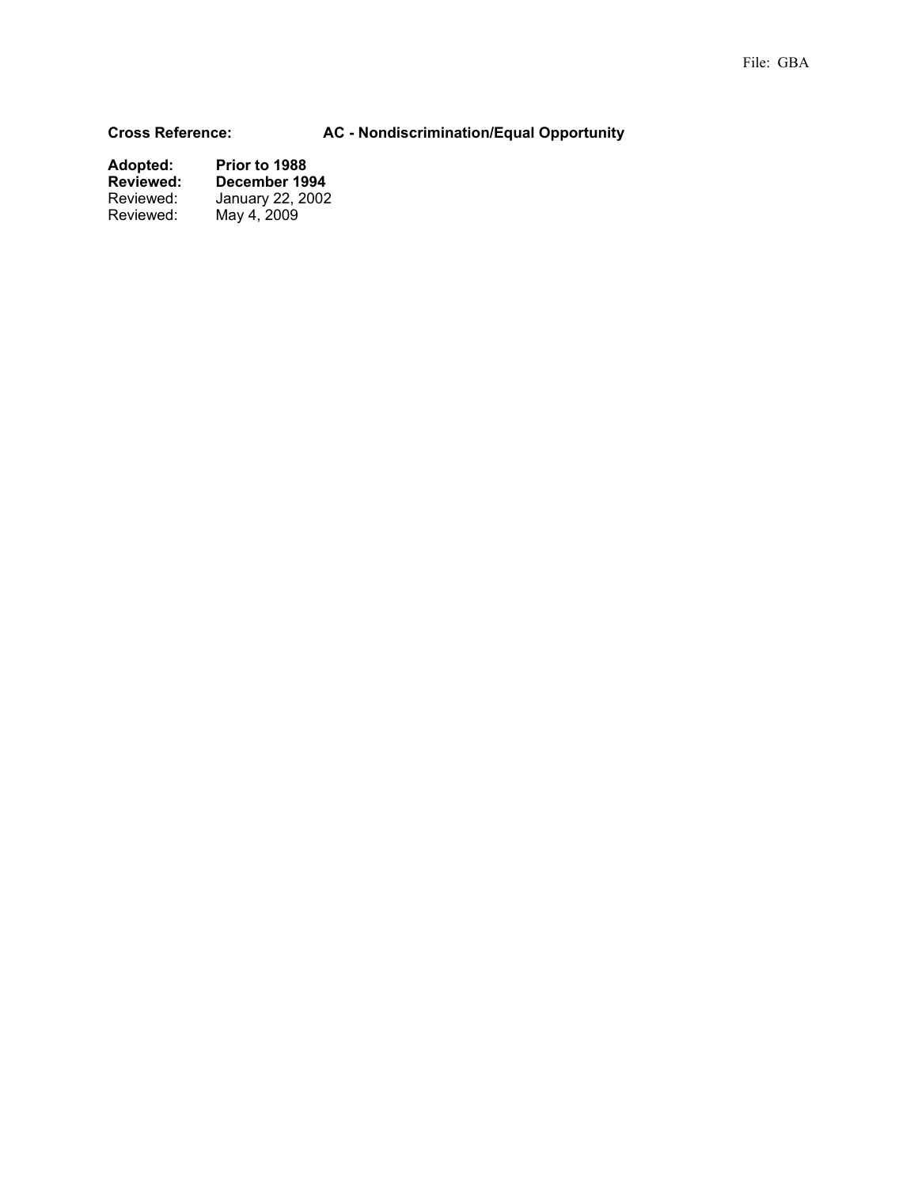**Cross Reference:** **AC - Nondiscrimination/Equal Opportunity**

**Adopted:** **Prior to 1988**
**Reviewed:** **December 1994**
Reviewed: January 22, 2002
Reviewed: May 4, 2009